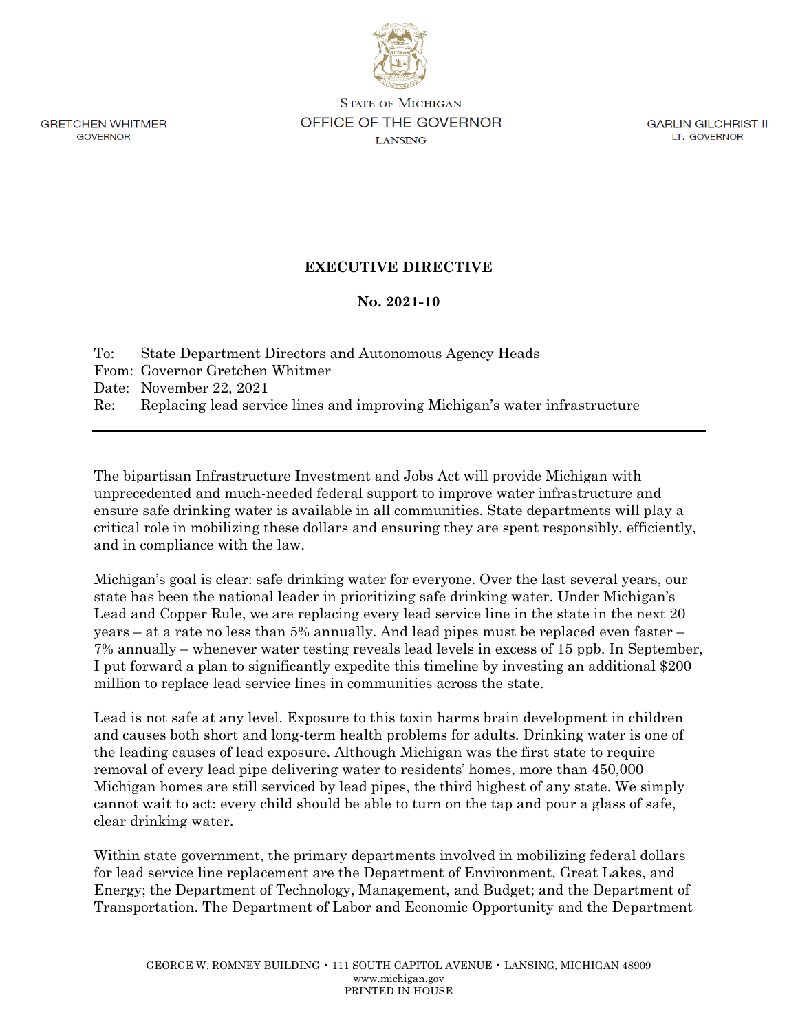GRETCHEN WHITMER
GOVERNOR

STATE OF MICHIGAN
OFFICE OF THE GOVERNOR
LANSING

GARLIN GILCHRIST II
LT. GOVERNOR

# EXECUTIVE DIRECTIVE

## No. 2021-10

To: State Department Directors and Autonomous Agency Heads
From: Governor Gretchen Whitmer
Date: November 22, 2021
Re: Replacing lead service lines and improving Michigan's water infrastructure

---

The bipartisan Infrastructure Investment and Jobs Act will provide Michigan with unprecedented and much-needed federal support to improve water infrastructure and ensure safe drinking water is available in all communities. State departments will play a critical role in mobilizing these dollars and ensuring they are spent responsibly, efficiently, and in compliance with the law.

Michigan's goal is clear: safe drinking water for everyone. Over the last several years, our state has been the national leader in prioritizing safe drinking water. Under Michigan's Lead and Copper Rule, we are replacing every lead service line in the state in the next 20 years – at a rate no less than 5% annually. And lead pipes must be replaced even faster – 7% annually – whenever water testing reveals lead levels in excess of 15 ppb. In September, I put forward a plan to significantly expedite this timeline by investing an additional $200 million to replace lead service lines in communities across the state.

Lead is not safe at any level. Exposure to this toxin harms brain development in children and causes both short and long-term health problems for adults. Drinking water is one of the leading causes of lead exposure. Although Michigan was the first state to require removal of every lead pipe delivering water to residents' homes, more than 450,000 Michigan homes are still serviced by lead pipes, the third highest of any state. We simply cannot wait to act: every child should be able to turn on the tap and pour a glass of safe, clear drinking water.

Within state government, the primary departments involved in mobilizing federal dollars for lead service line replacement are the Department of Environment, Great Lakes, and Energy; the Department of Technology, Management, and Budget; and the Department of Transportation. The Department of Labor and Economic Opportunity and the Department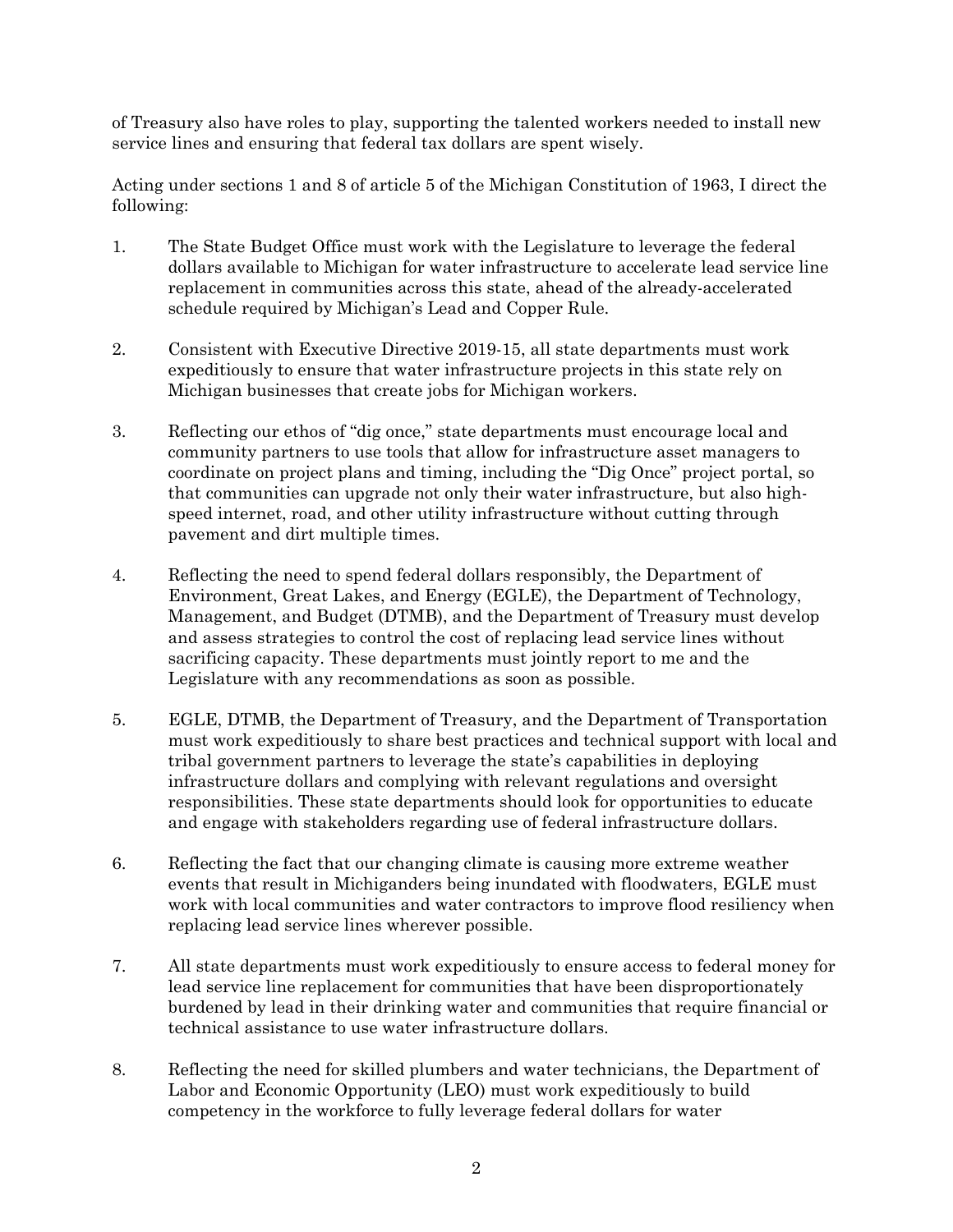of Treasury also have roles to play, supporting the talented workers needed to install new service lines and ensuring that federal tax dollars are spent wisely.

Acting under sections 1 and 8 of article 5 of the Michigan Constitution of 1963, I direct the following:

1. The State Budget Office must work with the Legislature to leverage the federal dollars available to Michigan for water infrastructure to accelerate lead service line replacement in communities across this state, ahead of the already-accelerated schedule required by Michigan's Lead and Copper Rule.

2. Consistent with Executive Directive 2019-15, all state departments must work expeditiously to ensure that water infrastructure projects in this state rely on Michigan businesses that create jobs for Michigan workers.

3. Reflecting our ethos of "dig once," state departments must encourage local and community partners to use tools that allow for infrastructure asset managers to coordinate on project plans and timing, including the "Dig Once" project portal, so that communities can upgrade not only their water infrastructure, but also high-speed internet, road, and other utility infrastructure without cutting through pavement and dirt multiple times.

4. Reflecting the need to spend federal dollars responsibly, the Department of Environment, Great Lakes, and Energy (EGLE), the Department of Technology, Management, and Budget (DTMB), and the Department of Treasury must develop and assess strategies to control the cost of replacing lead service lines without sacrificing capacity. These departments must jointly report to me and the Legislature with any recommendations as soon as possible.

5. EGLE, DTMB, the Department of Treasury, and the Department of Transportation must work expeditiously to share best practices and technical support with local and tribal government partners to leverage the state's capabilities in deploying infrastructure dollars and complying with relevant regulations and oversight responsibilities. These state departments should look for opportunities to educate and engage with stakeholders regarding use of federal infrastructure dollars.

6. Reflecting the fact that our changing climate is causing more extreme weather events that result in Michiganders being inundated with floodwaters, EGLE must work with local communities and water contractors to improve flood resiliency when replacing lead service lines wherever possible.

7. All state departments must work expeditiously to ensure access to federal money for lead service line replacement for communities that have been disproportionately burdened by lead in their drinking water and communities that require financial or technical assistance to use water infrastructure dollars.

8. Reflecting the need for skilled plumbers and water technicians, the Department of Labor and Economic Opportunity (LEO) must work expeditiously to build competency in the workforce to fully leverage federal dollars for water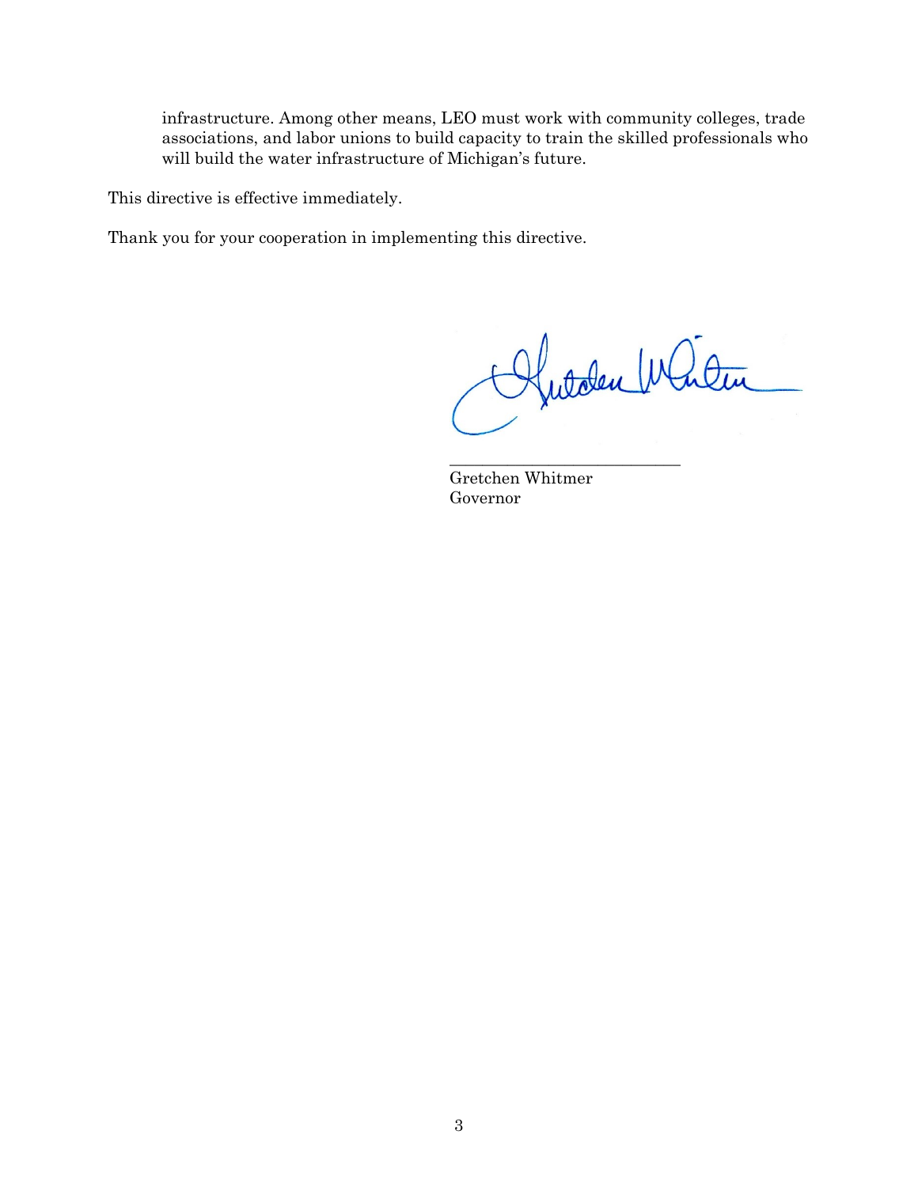infrastructure. Among other means, LEO must work with community colleges, trade associations, and labor unions to build capacity to train the skilled professionals who will build the water infrastructure of Michigan's future.

This directive is effective immediately.

Thank you for your cooperation in implementing this directive.

Gretchen Whitmer
Governor